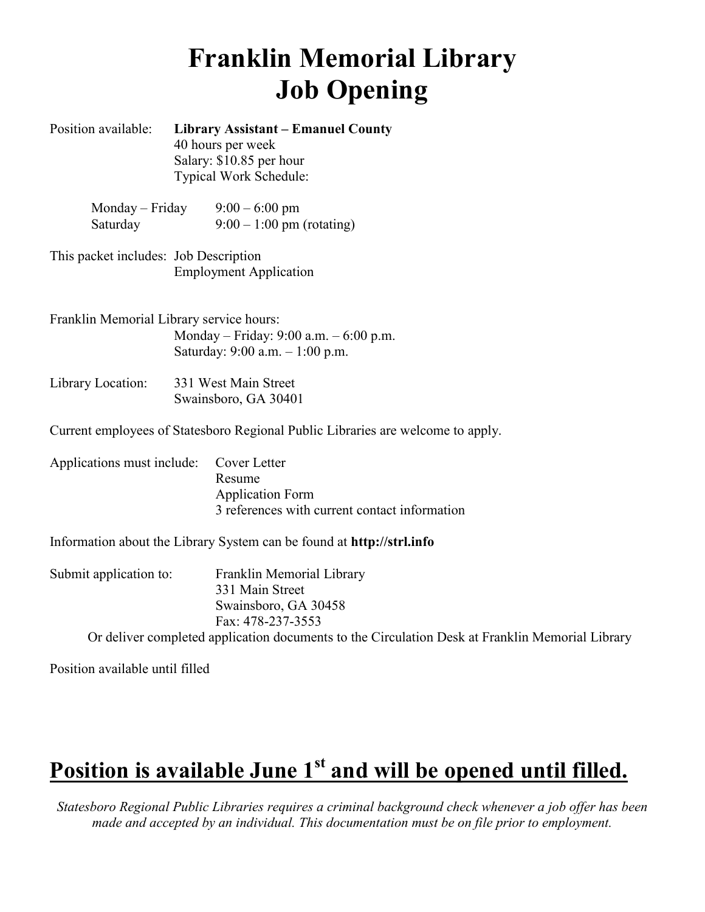# Franklin Memorial Library
# Job Opening

Position available: **Library Assistant – Emanuel County**
40 hours per week
Salary: $10.85 per hour
Typical Work Schedule:

Monday – Friday 9:00 – 6:00 pm
Saturday 9:00 – 1:00 pm (rotating)

This packet includes: Job Description
Employment Application

Franklin Memorial Library service hours:
Monday – Friday: 9:00 a.m. – 6:00 p.m.
Saturday: 9:00 a.m. – 1:00 p.m.

Library Location: 331 West Main Street
Swainsboro, GA 30401

Current employees of Statesboro Regional Public Libraries are welcome to apply.

Applications must include: Cover Letter
Resume
Application Form
3 references with current contact information

Information about the Library System can be found at **http://strl.info**

Submit application to: Franklin Memorial Library
331 Main Street
Swainsboro, GA 30458
Fax: 478-237-3553
Or deliver completed application documents to the Circulation Desk at Franklin Memorial Library

Position available until filled

## **Position is available June 1st and will be opened until filled.**

*Statesboro Regional Public Libraries requires a criminal background check whenever a job offer has been made and accepted by an individual. This documentation must be on file prior to employment.*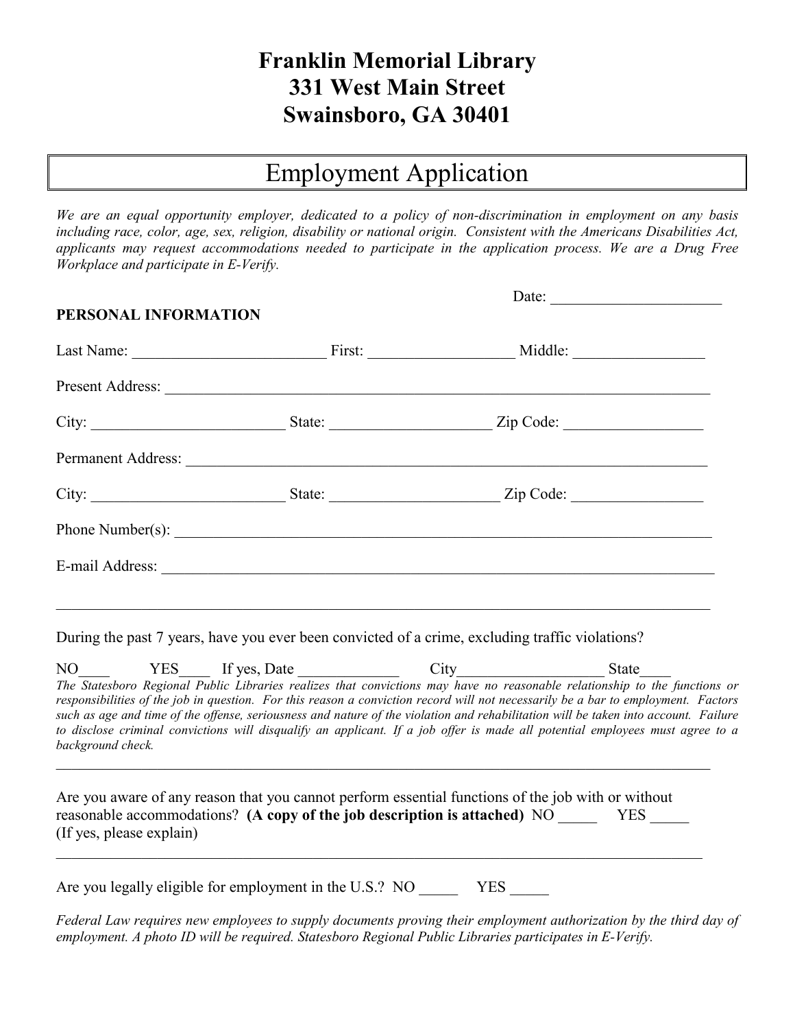# Franklin Memorial Library
# 331 West Main Street
# Swainsboro, GA 30401

## Employment Application

*We are an equal opportunity employer, dedicated to a policy of non-discrimination in employment on any basis including race, color, age, sex, religion, disability or national origin. Consistent with the Americans Disabilities Act, applicants may request accommodations needed to participate in the application process. We are a Drug Free Workplace and participate in E-Verify.*

Date: ______________________

**PERSONAL INFORMATION**

Last Name: _________________________ First: __________________ Middle: _________________

Present Address: ___________________________________________________________________________

City: _________________________ State: ____________________ Zip Code: _________________

Permanent Address: _________________________________________________________________________

City: _________________________ State: ______________________ Zip Code: _________________

Phone Number(s): ___________________________________________________________________________

E-mail Address: ____________________________________________________________________________

___________________________________________________________________________________________

During the past 7 years, have you ever been convicted of a crime, excluding traffic violations?

NO____ YES____ If yes, Date _____________ City___________________ State____

*The Statesboro Regional Public Libraries realizes that convictions may have no reasonable relationship to the functions or responsibilities of the job in question. For this reason a conviction record will not necessarily be a bar to employment. Factors such as age and time of the offense, seriousness and nature of the violation and rehabilitation will be taken into account. Failure to disclose criminal convictions will disqualify an applicant. If a job offer is made all potential employees must agree to a background check.*

___________________________________________________________________________________________

Are you aware of any reason that you cannot perform essential functions of the job with or without reasonable accommodations? **(A copy of the job description is attached)** NO _____ YES _____ (If yes, please explain)

___________________________________________________________________________________________

Are you legally eligible for employment in the U.S.? NO _____ YES _____

*Federal Law requires new employees to supply documents proving their employment authorization by the third day of employment. A photo ID will be required. Statesboro Regional Public Libraries participates in E-Verify.*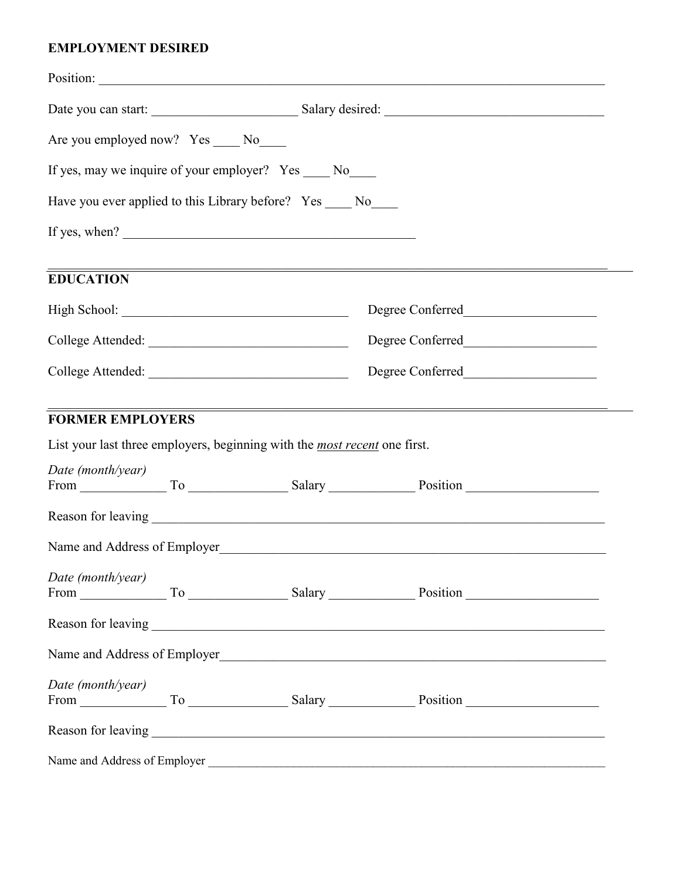## EMPLOYMENT DESIRED

Position: ______________________________________________________________________________

Date you can start: ______________________ Salary desired: _________________________________

Are you employed now? Yes ____ No____

If yes, may we inquire of your employer? Yes ____ No____

Have you ever applied to this Library before? Yes ____ No____

If yes, when? ____________________________________________

---

## EDUCATION

High School: __________________________________ Degree Conferred____________________

College Attended: ______________________________ Degree Conferred____________________

College Attended: ______________________________ Degree Conferred____________________

---

## FORMER EMPLOYERS

List your last three employers, beginning with the ***most recent*** one first.

*Date (month/year)*
From _____________ To _______________ Salary _____________ Position ____________________

Reason for leaving ______________________________________________________________________

Name and Address of Employer______________________________________________________________

*Date (month/year)*
From _____________ To _______________ Salary _____________ Position ____________________

Reason for leaving ______________________________________________________________________

Name and Address of Employer______________________________________________________________

*Date (month/year)*
From _____________ To _______________ Salary _____________ Position ____________________

Reason for leaving ______________________________________________________________________

Name and Address of Employer ______________________________________________________________________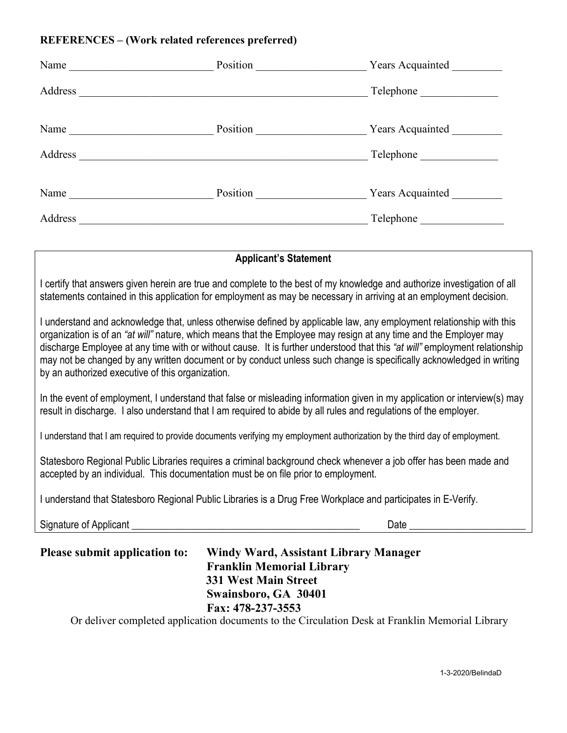**REFERENCES – (Work related references preferred)**

Name ___________________________ Position ____________________ Years Acquainted _________

Address ______________________________________________________ Telephone ______________

Name ___________________________ Position ____________________ Years Acquainted _________

Address ______________________________________________________ Telephone ______________

Name ___________________________ Position ____________________ Years Acquainted _________

Address ______________________________________________________ Telephone _______________

**Applicant's Statement**

I certify that answers given herein are true and complete to the best of my knowledge and authorize investigation of all statements contained in this application for employment as may be necessary in arriving at an employment decision.

I understand and acknowledge that, unless otherwise defined by applicable law, any employment relationship with this organization is of an *"at will"* nature, which means that the Employee may resign at any time and the Employer may discharge Employee at any time with or without cause. It is further understood that this *"at will"* employment relationship may not be changed by any written document or by conduct unless such change is specifically acknowledged in writing by an authorized executive of this organization.

In the event of employment, I understand that false or misleading information given in my application or interview(s) may result in discharge. I also understand that I am required to abide by all rules and regulations of the employer.

I understand that I am required to provide documents verifying my employment authorization by the third day of employment.

Statesboro Regional Public Libraries requires a criminal background check whenever a job offer has been made and accepted by an individual. This documentation must be on file prior to employment.

I understand that Statesboro Regional Public Libraries is a Drug Free Workplace and participates in E-Verify.

Signature of Applicant _______________________________________________ Date ______________________

**Please submit application to:** **Windy Ward, Assistant Library Manager**
**Franklin Memorial Library**
**331 West Main Street**
**Swainsboro, GA 30401**
**Fax: 478-237-3553**

Or deliver completed application documents to the Circulation Desk at Franklin Memorial Library

1-3-2020/BelindaD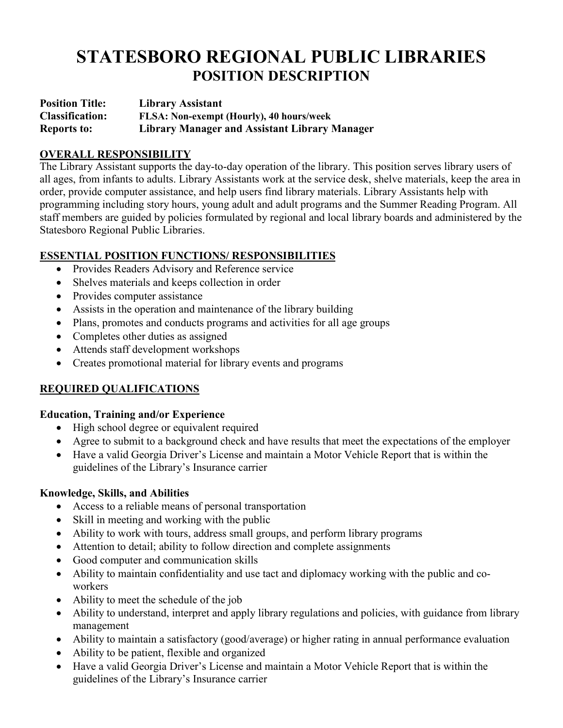# STATESBORO REGIONAL PUBLIC LIBRARIES
## POSITION DESCRIPTION

**Position Title:** Library Assistant
**Classification:** FLSA: Non-exempt (Hourly), 40 hours/week
**Reports to:** Library Manager and Assistant Library Manager

### OVERALL RESPONSIBILITY

The Library Assistant supports the day-to-day operation of the library. This position serves library users of all ages, from infants to adults. Library Assistants work at the service desk, shelve materials, keep the area in order, provide computer assistance, and help users find library materials. Library Assistants help with programming including story hours, young adult and adult programs and the Summer Reading Program. All staff members are guided by policies formulated by regional and local library boards and administered by the Statesboro Regional Public Libraries.

### ESSENTIAL POSITION FUNCTIONS/ RESPONSIBILITIES

- Provides Readers Advisory and Reference service
- Shelves materials and keeps collection in order
- Provides computer assistance
- Assists in the operation and maintenance of the library building
- Plans, promotes and conducts programs and activities for all age groups
- Completes other duties as assigned
- Attends staff development workshops
- Creates promotional material for library events and programs

### REQUIRED QUALIFICATIONS

**Education, Training and/or Experience**

- High school degree or equivalent required
- Agree to submit to a background check and have results that meet the expectations of the employer
- Have a valid Georgia Driver's License and maintain a Motor Vehicle Report that is within the guidelines of the Library's Insurance carrier

**Knowledge, Skills, and Abilities**

- Access to a reliable means of personal transportation
- Skill in meeting and working with the public
- Ability to work with tours, address small groups, and perform library programs
- Attention to detail; ability to follow direction and complete assignments
- Good computer and communication skills
- Ability to maintain confidentiality and use tact and diplomacy working with the public and co-workers
- Ability to meet the schedule of the job
- Ability to understand, interpret and apply library regulations and policies, with guidance from library management
- Ability to maintain a satisfactory (good/average) or higher rating in annual performance evaluation
- Ability to be patient, flexible and organized
- Have a valid Georgia Driver's License and maintain a Motor Vehicle Report that is within the guidelines of the Library's Insurance carrier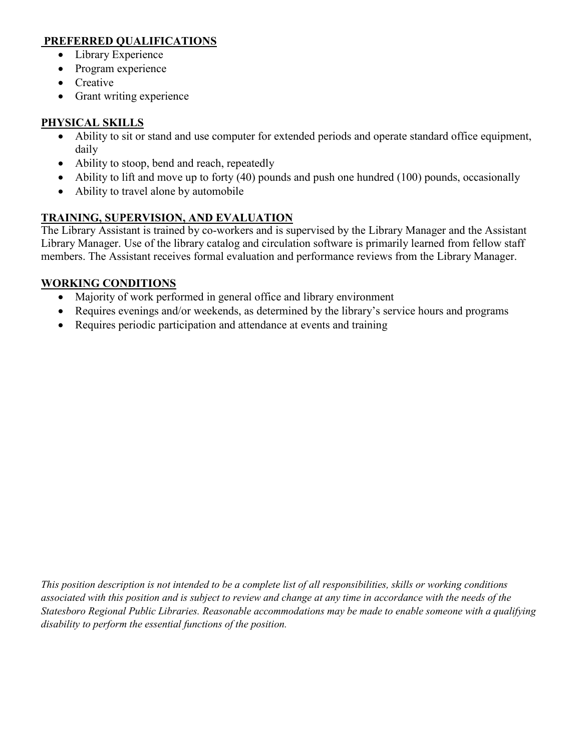## PREFERRED QUALIFICATIONS

- Library Experience
- Program experience
- Creative
- Grant writing experience

## PHYSICAL SKILLS

- Ability to sit or stand and use computer for extended periods and operate standard office equipment, daily
- Ability to stoop, bend and reach, repeatedly
- Ability to lift and move up to forty (40) pounds and push one hundred (100) pounds, occasionally
- Ability to travel alone by automobile

## TRAINING, SUPERVISION, AND EVALUATION

The Library Assistant is trained by co-workers and is supervised by the Library Manager and the Assistant Library Manager. Use of the library catalog and circulation software is primarily learned from fellow staff members. The Assistant receives formal evaluation and performance reviews from the Library Manager.

## WORKING CONDITIONS

- Majority of work performed in general office and library environment
- Requires evenings and/or weekends, as determined by the library's service hours and programs
- Requires periodic participation and attendance at events and training

*This position description is not intended to be a complete list of all responsibilities, skills or working conditions associated with this position and is subject to review and change at any time in accordance with the needs of the Statesboro Regional Public Libraries. Reasonable accommodations may be made to enable someone with a qualifying disability to perform the essential functions of the position.*